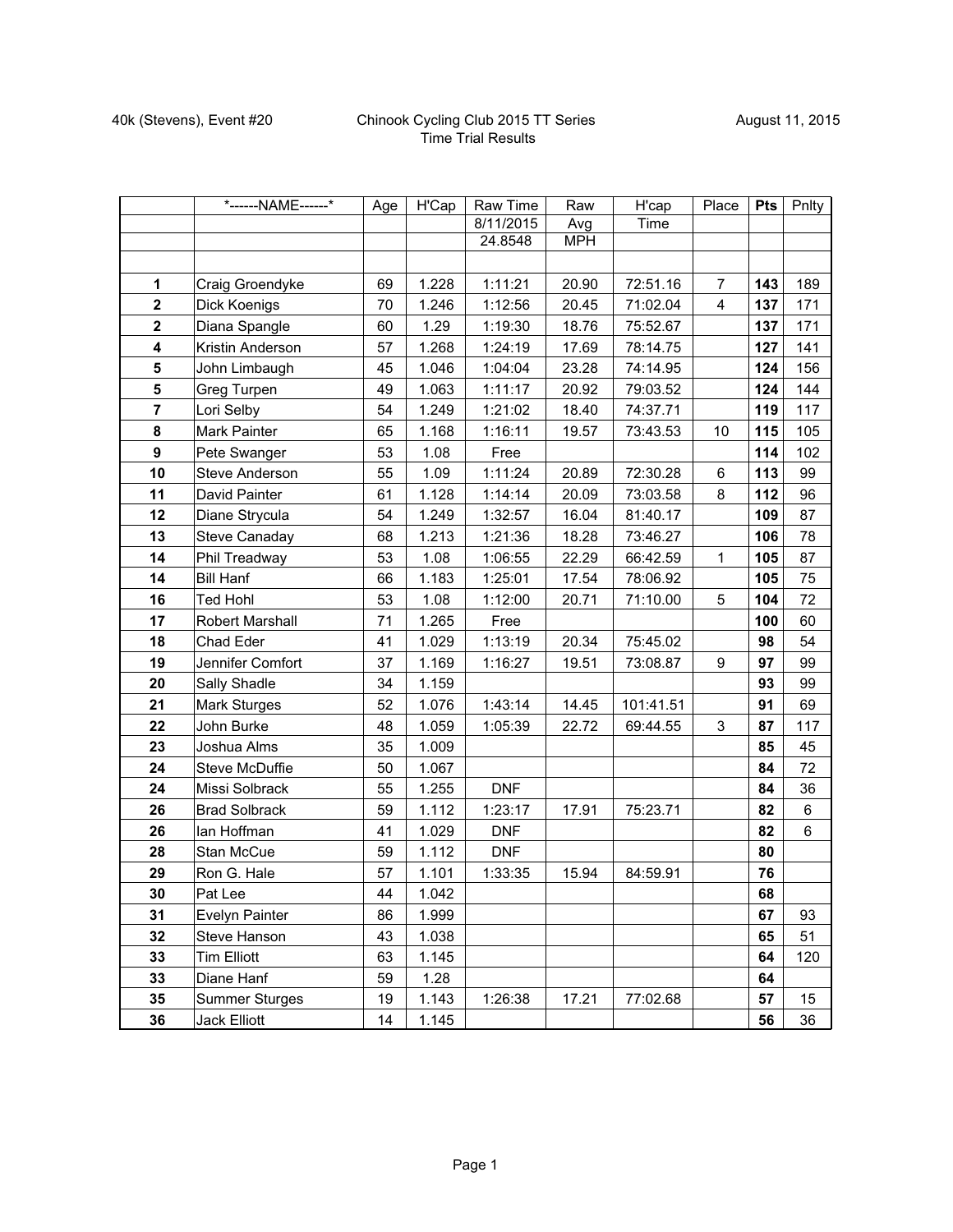40k (Stevens), Event #20

Chinook Cycling Club 2015 TT Series
Time Trial Results

August 11, 2015

| | *------NAME------* | Age | H'Cap | Raw Time | Raw | H'cap | Place | Pts | Pnlty |
|---|---|---|---|---|---|---|---|---|---|
| | | | | 8/11/2015 | Avg | Time | | | |
| | | | | 24.8548 | MPH | | | | |
| | | | | | | | | | |
| **1** | Craig Groendyke | 69 | 1.228 | 1:11:21 | 20.90 | 72:51.16 | 7 | **143** | 189 |
| **2** | Dick Koenigs | 70 | 1.246 | 1:12:56 | 20.45 | 71:02.04 | 4 | **137** | 171 |
| **2** | Diana Spangle | 60 | 1.29 | 1:19:30 | 18.76 | 75:52.67 | | **137** | 171 |
| **4** | Kristin Anderson | 57 | 1.268 | 1:24:19 | 17.69 | 78:14.75 | | **127** | 141 |
| **5** | John Limbaugh | 45 | 1.046 | 1:04:04 | 23.28 | 74:14.95 | | **124** | 156 |
| **5** | Greg Turpen | 49 | 1.063 | 1:11:17 | 20.92 | 79:03.52 | | **124** | 144 |
| **7** | Lori Selby | 54 | 1.249 | 1:21:02 | 18.40 | 74:37.71 | | **119** | 117 |
| **8** | Mark Painter | 65 | 1.168 | 1:16:11 | 19.57 | 73:43.53 | 10 | **115** | 105 |
| **9** | Pete Swanger | 53 | 1.08 | Free | | | | **114** | 102 |
| **10** | Steve Anderson | 55 | 1.09 | 1:11:24 | 20.89 | 72:30.28 | 6 | **113** | 99 |
| **11** | David Painter | 61 | 1.128 | 1:14:14 | 20.09 | 73:03.58 | 8 | **112** | 96 |
| **12** | Diane Strycula | 54 | 1.249 | 1:32:57 | 16.04 | 81:40.17 | | **109** | 87 |
| **13** | Steve Canaday | 68 | 1.213 | 1:21:36 | 18.28 | 73:46.27 | | **106** | 78 |
| **14** | Phil Treadway | 53 | 1.08 | 1:06:55 | 22.29 | 66:42.59 | 1 | **105** | 87 |
| **14** | Bill Hanf | 66 | 1.183 | 1:25:01 | 17.54 | 78:06.92 | | **105** | 75 |
| **16** | Ted Hohl | 53 | 1.08 | 1:12:00 | 20.71 | 71:10.00 | 5 | **104** | 72 |
| **17** | Robert Marshall | 71 | 1.265 | Free | | | | **100** | 60 |
| **18** | Chad Eder | 41 | 1.029 | 1:13:19 | 20.34 | 75:45.02 | | **98** | 54 |
| **19** | Jennifer Comfort | 37 | 1.169 | 1:16:27 | 19.51 | 73:08.87 | 9 | **97** | 99 |
| **20** | Sally Shadle | 34 | 1.159 | | | | | **93** | 99 |
| **21** | Mark Sturges | 52 | 1.076 | 1:43:14 | 14.45 | 101:41.51 | | **91** | 69 |
| **22** | John Burke | 48 | 1.059 | 1:05:39 | 22.72 | 69:44.55 | 3 | **87** | 117 |
| **23** | Joshua Alms | 35 | 1.009 | | | | | **85** | 45 |
| **24** | Steve McDuffie | 50 | 1.067 | | | | | **84** | 72 |
| **24** | Missi Solbrack | 55 | 1.255 | DNF | | | | **84** | 36 |
| **26** | Brad Solbrack | 59 | 1.112 | 1:23:17 | 17.91 | 75:23.71 | | **82** | 6 |
| **26** | Ian Hoffman | 41 | 1.029 | DNF | | | | **82** | 6 |
| **28** | Stan McCue | 59 | 1.112 | DNF | | | | **80** | |
| **29** | Ron G. Hale | 57 | 1.101 | 1:33:35 | 15.94 | 84:59.91 | | **76** | |
| **30** | Pat Lee | 44 | 1.042 | | | | | **68** | |
| **31** | Evelyn Painter | 86 | 1.999 | | | | | **67** | 93 |
| **32** | Steve Hanson | 43 | 1.038 | | | | | **65** | 51 |
| **33** | Tim Elliott | 63 | 1.145 | | | | | **64** | 120 |
| **33** | Diane Hanf | 59 | 1.28 | | | | | **64** | |
| **35** | Summer Sturges | 19 | 1.143 | 1:26:38 | 17.21 | 77:02.68 | | **57** | 15 |
| **36** | Jack Elliott | 14 | 1.145 | | | | | **56** | 36 |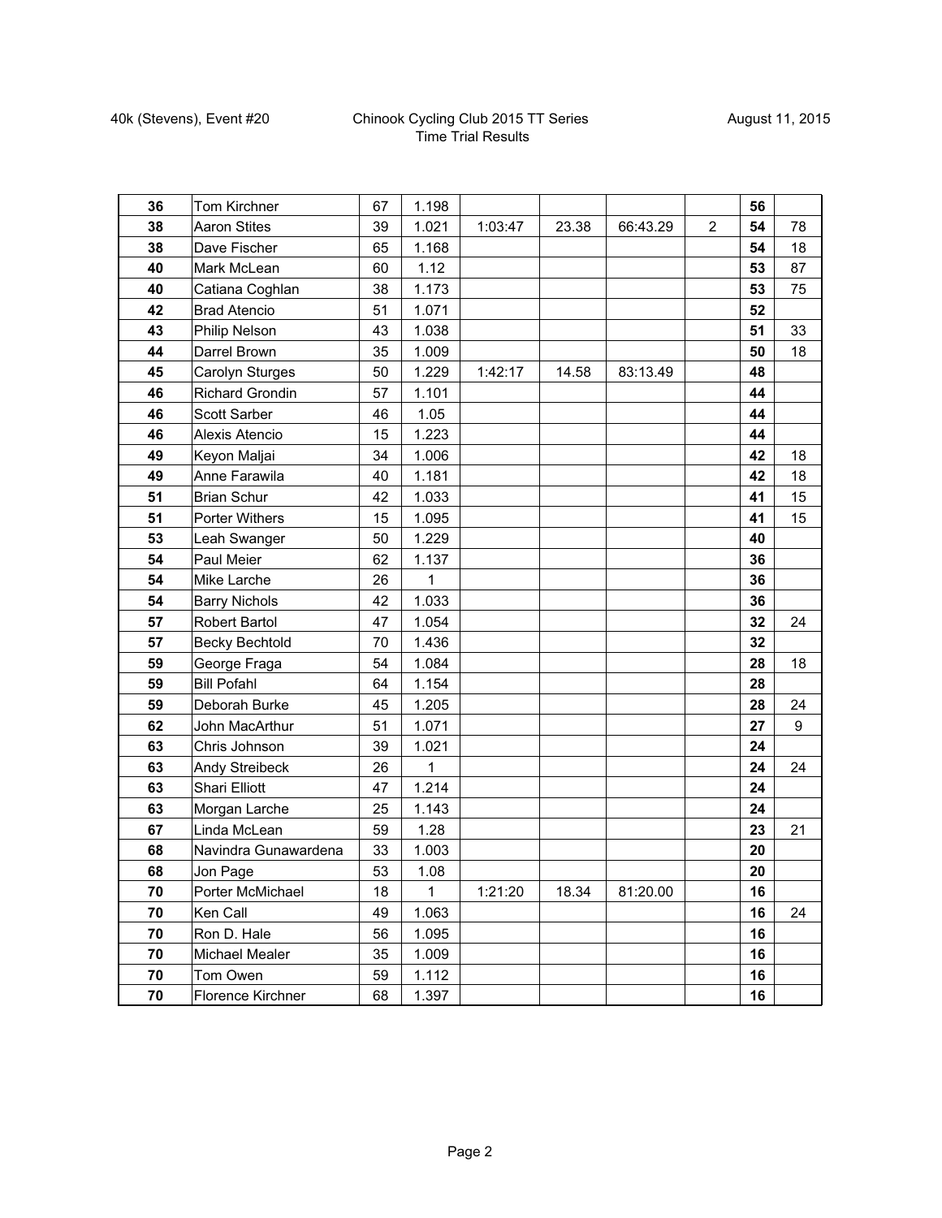40k (Stevens), Event #20

Chinook Cycling Club 2015 TT Series
Time Trial Results

August 11, 2015

| | | | | | | | | | |
|---|---|---|---|---|---|---|---|---|---|
| **36** | Tom Kirchner | 67 | 1.198 | | | | | **56** | |
| **38** | Aaron Stites | 39 | 1.021 | 1:03:47 | 23.38 | 66:43.29 | 2 | **54** | 78 |
| **38** | Dave Fischer | 65 | 1.168 | | | | | **54** | 18 |
| **40** | Mark McLean | 60 | 1.12 | | | | | **53** | 87 |
| **40** | Catiana Coghlan | 38 | 1.173 | | | | | **53** | 75 |
| **42** | Brad Atencio | 51 | 1.071 | | | | | **52** | |
| **43** | Philip Nelson | 43 | 1.038 | | | | | **51** | 33 |
| **44** | Darrel Brown | 35 | 1.009 | | | | | **50** | 18 |
| **45** | Carolyn Sturges | 50 | 1.229 | 1:42:17 | 14.58 | 83:13.49 | | **48** | |
| **46** | Richard Grondin | 57 | 1.101 | | | | | **44** | |
| **46** | Scott Sarber | 46 | 1.05 | | | | | **44** | |
| **46** | Alexis Atencio | 15 | 1.223 | | | | | **44** | |
| **49** | Keyon Maljai | 34 | 1.006 | | | | | **42** | 18 |
| **49** | Anne Farawila | 40 | 1.181 | | | | | **42** | 18 |
| **51** | Brian Schur | 42 | 1.033 | | | | | **41** | 15 |
| **51** | Porter Withers | 15 | 1.095 | | | | | **41** | 15 |
| **53** | Leah Swanger | 50 | 1.229 | | | | | **40** | |
| **54** | Paul Meier | 62 | 1.137 | | | | | **36** | |
| **54** | Mike Larche | 26 | 1 | | | | | **36** | |
| **54** | Barry Nichols | 42 | 1.033 | | | | | **36** | |
| **57** | Robert Bartol | 47 | 1.054 | | | | | **32** | 24 |
| **57** | Becky Bechtold | 70 | 1.436 | | | | | **32** | |
| **59** | George Fraga | 54 | 1.084 | | | | | **28** | 18 |
| **59** | Bill Pofahl | 64 | 1.154 | | | | | **28** | |
| **59** | Deborah Burke | 45 | 1.205 | | | | | **28** | 24 |
| **62** | John MacArthur | 51 | 1.071 | | | | | **27** | 9 |
| **63** | Chris Johnson | 39 | 1.021 | | | | | **24** | |
| **63** | Andy Streibeck | 26 | 1 | | | | | **24** | 24 |
| **63** | Shari Elliott | 47 | 1.214 | | | | | **24** | |
| **63** | Morgan Larche | 25 | 1.143 | | | | | **24** | |
| **67** | Linda McLean | 59 | 1.28 | | | | | **23** | 21 |
| **68** | Navindra Gunawardena | 33 | 1.003 | | | | | **20** | |
| **68** | Jon Page | 53 | 1.08 | | | | | **20** | |
| **70** | Porter McMichael | 18 | 1 | 1:21:20 | 18.34 | 81:20.00 | | **16** | |
| **70** | Ken Call | 49 | 1.063 | | | | | **16** | 24 |
| **70** | Ron D. Hale | 56 | 1.095 | | | | | **16** | |
| **70** | Michael Mealer | 35 | 1.009 | | | | | **16** | |
| **70** | Tom Owen | 59 | 1.112 | | | | | **16** | |
| **70** | Florence Kirchner | 68 | 1.397 | | | | | **16** | |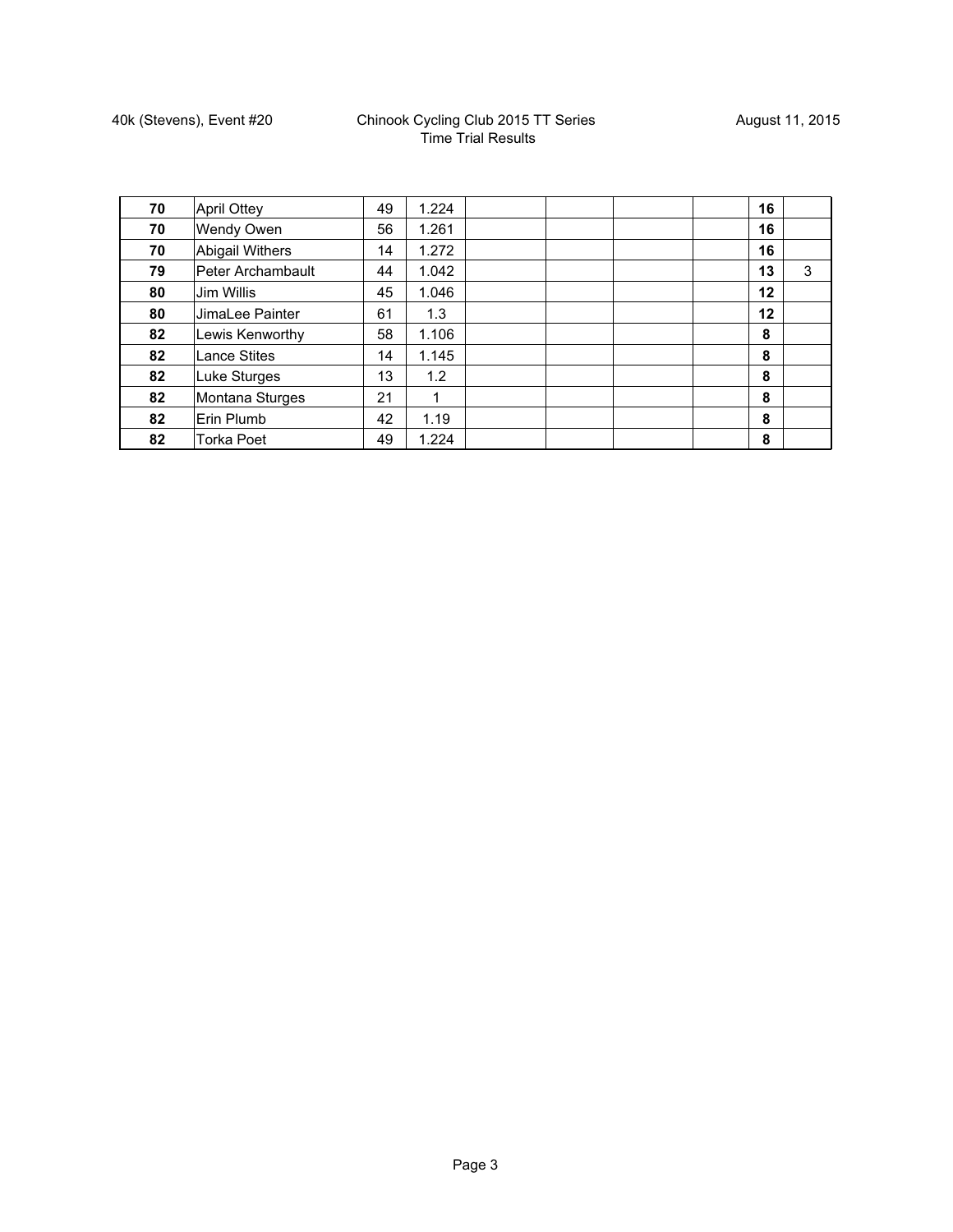40k (Stevens), Event #20

Chinook Cycling Club 2015 TT Series
Time Trial Results

August 11, 2015

| | | | | | | | | | |
|---|---|---|---|---|---|---|---|---|---|
| **70** | April Ottey | 49 | 1.224 | | | | | **16** | |
| **70** | Wendy Owen | 56 | 1.261 | | | | | **16** | |
| **70** | Abigail Withers | 14 | 1.272 | | | | | **16** | |
| **79** | Peter Archambault | 44 | 1.042 | | | | | **13** | 3 |
| **80** | Jim Willis | 45 | 1.046 | | | | | **12** | |
| **80** | JimaLee Painter | 61 | 1.3 | | | | | **12** | |
| **82** | Lewis Kenworthy | 58 | 1.106 | | | | | **8** | |
| **82** | Lance Stites | 14 | 1.145 | | | | | **8** | |
| **82** | Luke Sturges | 13 | 1.2 | | | | | **8** | |
| **82** | Montana Sturges | 21 | 1 | | | | | **8** | |
| **82** | Erin Plumb | 42 | 1.19 | | | | | **8** | |
| **82** | Torka Poet | 49 | 1.224 | | | | | **8** | |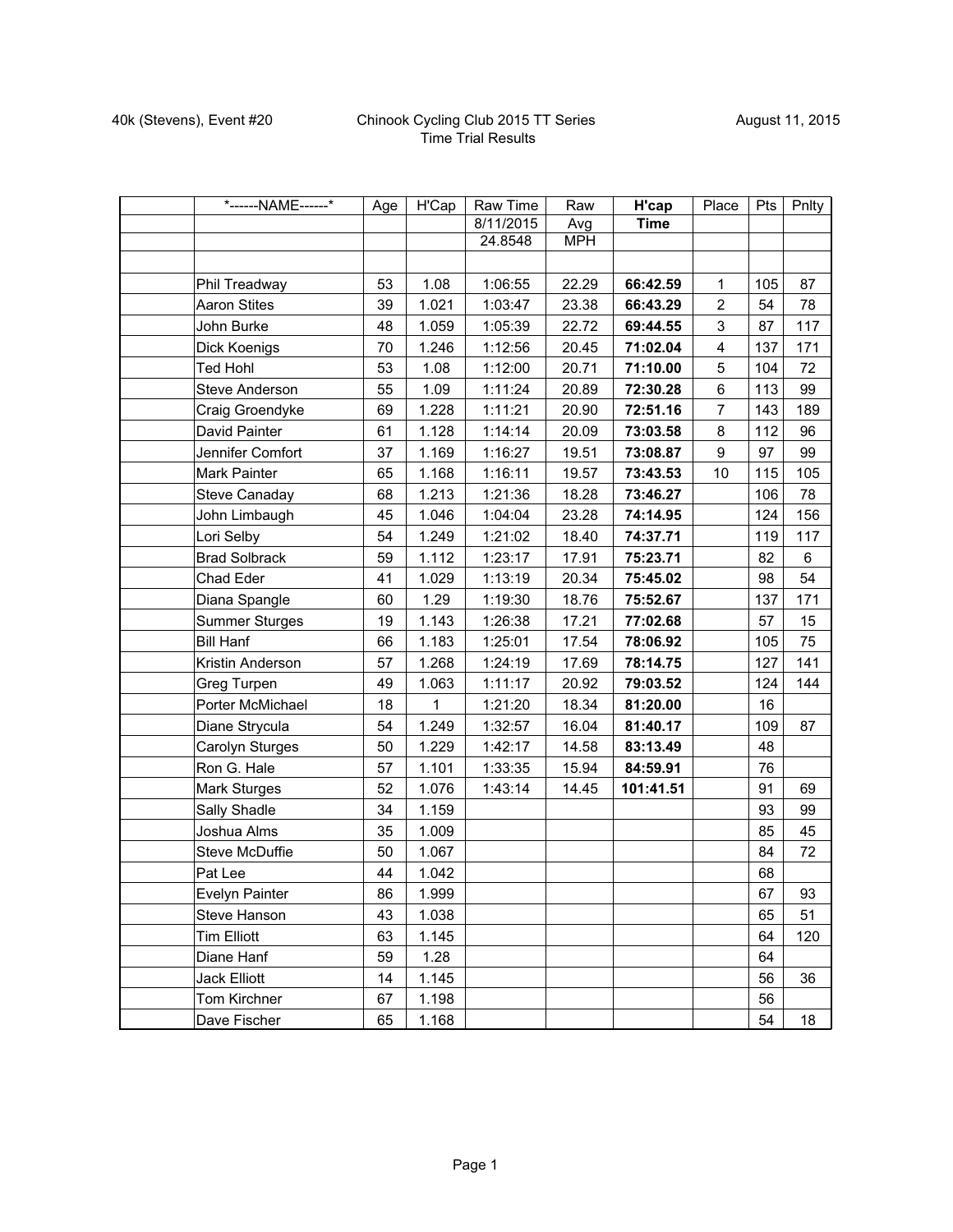40k (Stevens), Event #20

Chinook Cycling Club 2015 TT Series
Time Trial Results

August 11, 2015

| | *------NAME------* | Age | H'Cap | Raw Time | Raw | **H'cap** | Place | Pts | Pnlty |
|---|---|---|---|---|---|---|---|---|---|
| | | | | 8/11/2015 | Avg | **Time** | | | |
| | | | | 24.8548 | MPH | | | | |
| | | | | | | | | | |
| | Phil Treadway | 53 | 1.08 | 1:06:55 | 22.29 | **66:42.59** | 1 | 105 | 87 |
| | Aaron Stites | 39 | 1.021 | 1:03:47 | 23.38 | **66:43.29** | 2 | 54 | 78 |
| | John Burke | 48 | 1.059 | 1:05:39 | 22.72 | **69:44.55** | 3 | 87 | 117 |
| | Dick Koenigs | 70 | 1.246 | 1:12:56 | 20.45 | **71:02.04** | 4 | 137 | 171 |
| | Ted Hohl | 53 | 1.08 | 1:12:00 | 20.71 | **71:10.00** | 5 | 104 | 72 |
| | Steve Anderson | 55 | 1.09 | 1:11:24 | 20.89 | **72:30.28** | 6 | 113 | 99 |
| | Craig Groendyke | 69 | 1.228 | 1:11:21 | 20.90 | **72:51.16** | 7 | 143 | 189 |
| | David Painter | 61 | 1.128 | 1:14:14 | 20.09 | **73:03.58** | 8 | 112 | 96 |
| | Jennifer Comfort | 37 | 1.169 | 1:16:27 | 19.51 | **73:08.87** | 9 | 97 | 99 |
| | Mark Painter | 65 | 1.168 | 1:16:11 | 19.57 | **73:43.53** | 10 | 115 | 105 |
| | Steve Canaday | 68 | 1.213 | 1:21:36 | 18.28 | **73:46.27** | | 106 | 78 |
| | John Limbaugh | 45 | 1.046 | 1:04:04 | 23.28 | **74:14.95** | | 124 | 156 |
| | Lori Selby | 54 | 1.249 | 1:21:02 | 18.40 | **74:37.71** | | 119 | 117 |
| | Brad Solbrack | 59 | 1.112 | 1:23:17 | 17.91 | **75:23.71** | | 82 | 6 |
| | Chad Eder | 41 | 1.029 | 1:13:19 | 20.34 | **75:45.02** | | 98 | 54 |
| | Diana Spangle | 60 | 1.29 | 1:19:30 | 18.76 | **75:52.67** | | 137 | 171 |
| | Summer Sturges | 19 | 1.143 | 1:26:38 | 17.21 | **77:02.68** | | 57 | 15 |
| | Bill Hanf | 66 | 1.183 | 1:25:01 | 17.54 | **78:06.92** | | 105 | 75 |
| | Kristin Anderson | 57 | 1.268 | 1:24:19 | 17.69 | **78:14.75** | | 127 | 141 |
| | Greg Turpen | 49 | 1.063 | 1:11:17 | 20.92 | **79:03.52** | | 124 | 144 |
| | Porter McMichael | 18 | 1 | 1:21:20 | 18.34 | **81:20.00** | | 16 | |
| | Diane Strycula | 54 | 1.249 | 1:32:57 | 16.04 | **81:40.17** | | 109 | 87 |
| | Carolyn Sturges | 50 | 1.229 | 1:42:17 | 14.58 | **83:13.49** | | 48 | |
| | Ron G. Hale | 57 | 1.101 | 1:33:35 | 15.94 | **84:59.91** | | 76 | |
| | Mark Sturges | 52 | 1.076 | 1:43:14 | 14.45 | **101:41.51** | | 91 | 69 |
| | Sally Shadle | 34 | 1.159 | | | | | 93 | 99 |
| | Joshua Alms | 35 | 1.009 | | | | | 85 | 45 |
| | Steve McDuffie | 50 | 1.067 | | | | | 84 | 72 |
| | Pat Lee | 44 | 1.042 | | | | | 68 | |
| | Evelyn Painter | 86 | 1.999 | | | | | 67 | 93 |
| | Steve Hanson | 43 | 1.038 | | | | | 65 | 51 |
| | Tim Elliott | 63 | 1.145 | | | | | 64 | 120 |
| | Diane Hanf | 59 | 1.28 | | | | | 64 | |
| | Jack Elliott | 14 | 1.145 | | | | | 56 | 36 |
| | Tom Kirchner | 67 | 1.198 | | | | | 56 | |
| | Dave Fischer | 65 | 1.168 | | | | | 54 | 18 |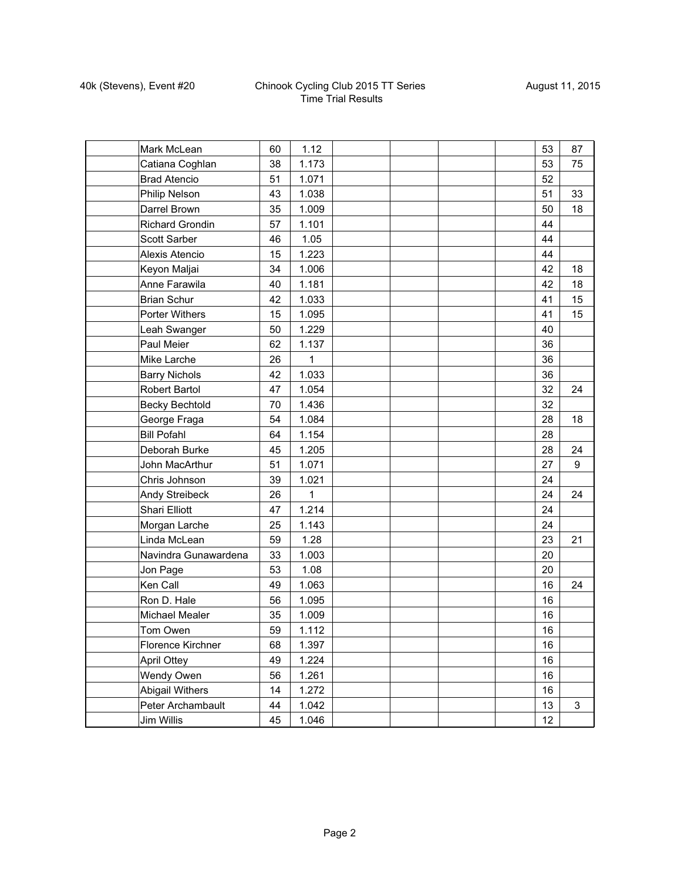| | | | | | | | | | |
|---|---|---|---|---|---|---|---|---|---|
| | Mark McLean | 60 | 1.12 | | | | | 53 | 87 |
| | Catiana Coghlan | 38 | 1.173 | | | | | 53 | 75 |
| | Brad Atencio | 51 | 1.071 | | | | | 52 | |
| | Philip Nelson | 43 | 1.038 | | | | | 51 | 33 |
| | Darrel Brown | 35 | 1.009 | | | | | 50 | 18 |
| | Richard Grondin | 57 | 1.101 | | | | | 44 | |
| | Scott Sarber | 46 | 1.05 | | | | | 44 | |
| | Alexis Atencio | 15 | 1.223 | | | | | 44 | |
| | Keyon Maljai | 34 | 1.006 | | | | | 42 | 18 |
| | Anne Farawila | 40 | 1.181 | | | | | 42 | 18 |
| | Brian Schur | 42 | 1.033 | | | | | 41 | 15 |
| | Porter Withers | 15 | 1.095 | | | | | 41 | 15 |
| | Leah Swanger | 50 | 1.229 | | | | | 40 | |
| | Paul Meier | 62 | 1.137 | | | | | 36 | |
| | Mike Larche | 26 | 1 | | | | | 36 | |
| | Barry Nichols | 42 | 1.033 | | | | | 36 | |
| | Robert Bartol | 47 | 1.054 | | | | | 32 | 24 |
| | Becky Bechtold | 70 | 1.436 | | | | | 32 | |
| | George Fraga | 54 | 1.084 | | | | | 28 | 18 |
| | Bill Pofahl | 64 | 1.154 | | | | | 28 | |
| | Deborah Burke | 45 | 1.205 | | | | | 28 | 24 |
| | John MacArthur | 51 | 1.071 | | | | | 27 | 9 |
| | Chris Johnson | 39 | 1.021 | | | | | 24 | |
| | Andy Streibeck | 26 | 1 | | | | | 24 | 24 |
| | Shari Elliott | 47 | 1.214 | | | | | 24 | |
| | Morgan Larche | 25 | 1.143 | | | | | 24 | |
| | Linda McLean | 59 | 1.28 | | | | | 23 | 21 |
| | Navindra Gunawardena | 33 | 1.003 | | | | | 20 | |
| | Jon Page | 53 | 1.08 | | | | | 20 | |
| | Ken Call | 49 | 1.063 | | | | | 16 | 24 |
| | Ron D. Hale | 56 | 1.095 | | | | | 16 | |
| | Michael Mealer | 35 | 1.009 | | | | | 16 | |
| | Tom Owen | 59 | 1.112 | | | | | 16 | |
| | Florence Kirchner | 68 | 1.397 | | | | | 16 | |
| | April Ottey | 49 | 1.224 | | | | | 16 | |
| | Wendy Owen | 56 | 1.261 | | | | | 16 | |
| | Abigail Withers | 14 | 1.272 | | | | | 16 | |
| | Peter Archambault | 44 | 1.042 | | | | | 13 | 3 |
| | Jim Willis | 45 | 1.046 | | | | | 12 | |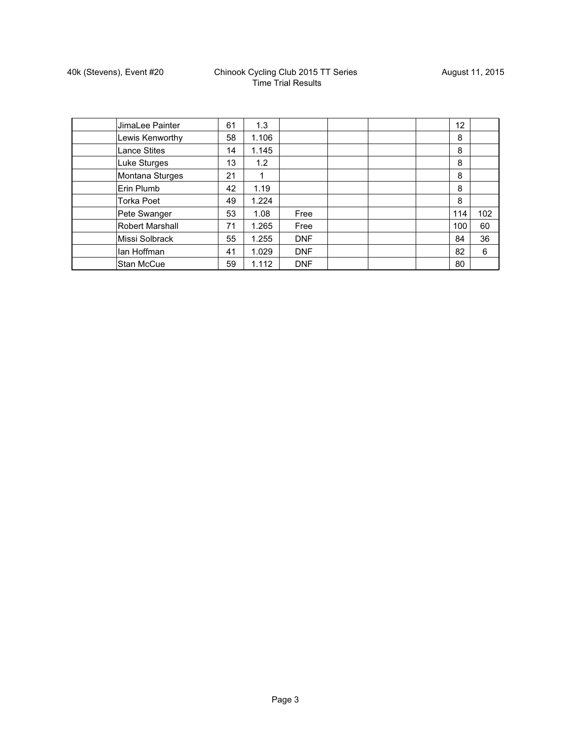40k (Stevens), Event #20

Chinook Cycling Club 2015 TT Series
Time Trial Results

August 11, 2015

| | | | | | | | | | |
|---|---|---|---|---|---|---|---|---|---|
| | JimaLee Painter | 61 | 1.3 | | | | | 12 | |
| | Lewis Kenworthy | 58 | 1.106 | | | | | 8 | |
| | Lance Stites | 14 | 1.145 | | | | | 8 | |
| | Luke Sturges | 13 | 1.2 | | | | | 8 | |
| | Montana Sturges | 21 | 1 | | | | | 8 | |
| | Erin Plumb | 42 | 1.19 | | | | | 8 | |
| | Torka Poet | 49 | 1.224 | | | | | 8 | |
| | Pete Swanger | 53 | 1.08 | Free | | | | 114 | 102 |
| | Robert Marshall | 71 | 1.265 | Free | | | | 100 | 60 |
| | Missi Solbrack | 55 | 1.255 | DNF | | | | 84 | 36 |
| | Ian Hoffman | 41 | 1.029 | DNF | | | | 82 | 6 |
| | Stan McCue | 59 | 1.112 | DNF | | | | 80 | |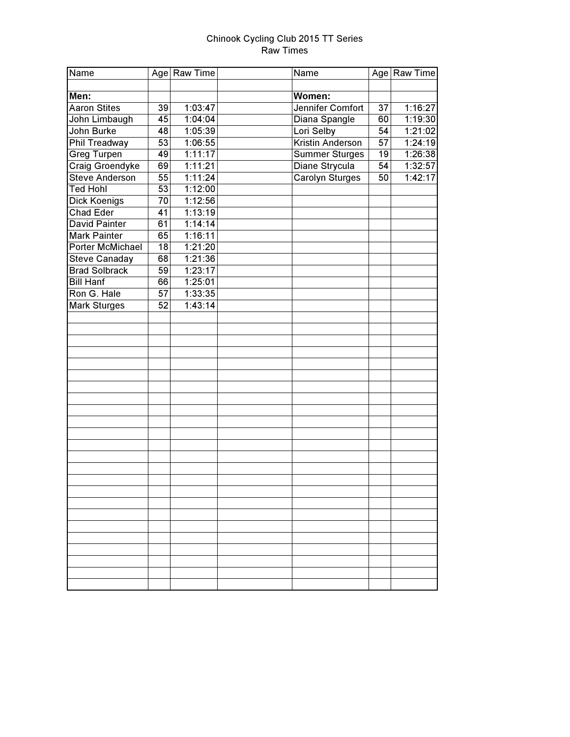Chinook Cycling Club 2015 TT Series
Raw Times

| Name | Age | Raw Time | | Name | Age | Raw Time |
|---|---|---|---|---|---|---|
| | | | | | | |
| **Men:** | | | | **Women:** | | |
| Aaron Stites | 39 | 1:03:47 | | Jennifer Comfort | 37 | 1:16:27 |
| John Limbaugh | 45 | 1:04:04 | | Diana Spangle | 60 | 1:19:30 |
| John Burke | 48 | 1:05:39 | | Lori Selby | 54 | 1:21:02 |
| Phil Treadway | 53 | 1:06:55 | | Kristin Anderson | 57 | 1:24:19 |
| Greg Turpen | 49 | 1:11:17 | | Summer Sturges | 19 | 1:26:38 |
| Craig Groendyke | 69 | 1:11:21 | | Diane Strycula | 54 | 1:32:57 |
| Steve Anderson | 55 | 1:11:24 | | Carolyn Sturges | 50 | 1:42:17 |
| Ted Hohl | 53 | 1:12:00 | | | | |
| Dick Koenigs | 70 | 1:12:56 | | | | |
| Chad Eder | 41 | 1:13:19 | | | | |
| David Painter | 61 | 1:14:14 | | | | |
| Mark Painter | 65 | 1:16:11 | | | | |
| Porter McMichael | 18 | 1:21:20 | | | | |
| Steve Canaday | 68 | 1:21:36 | | | | |
| Brad Solbrack | 59 | 1:23:17 | | | | |
| Bill Hanf | 66 | 1:25:01 | | | | |
| Ron G. Hale | 57 | 1:33:35 | | | | |
| Mark Sturges | 52 | 1:43:14 | | | | |